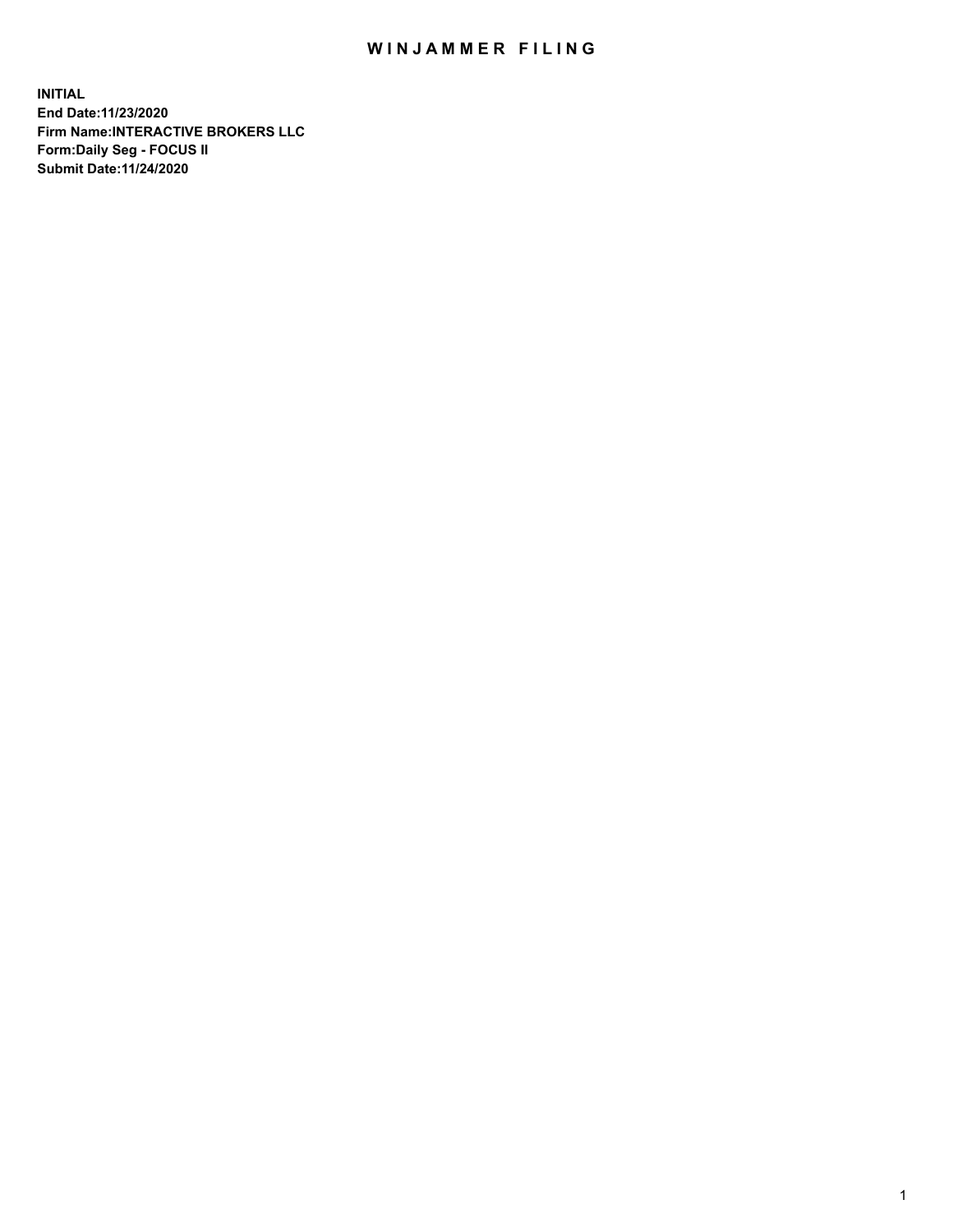# WINJAMMER FILING

**INITIAL**
**End Date:11/23/2020**
**Firm Name:INTERACTIVE BROKERS LLC**
**Form:Daily Seg - FOCUS II**
**Submit Date:11/24/2020**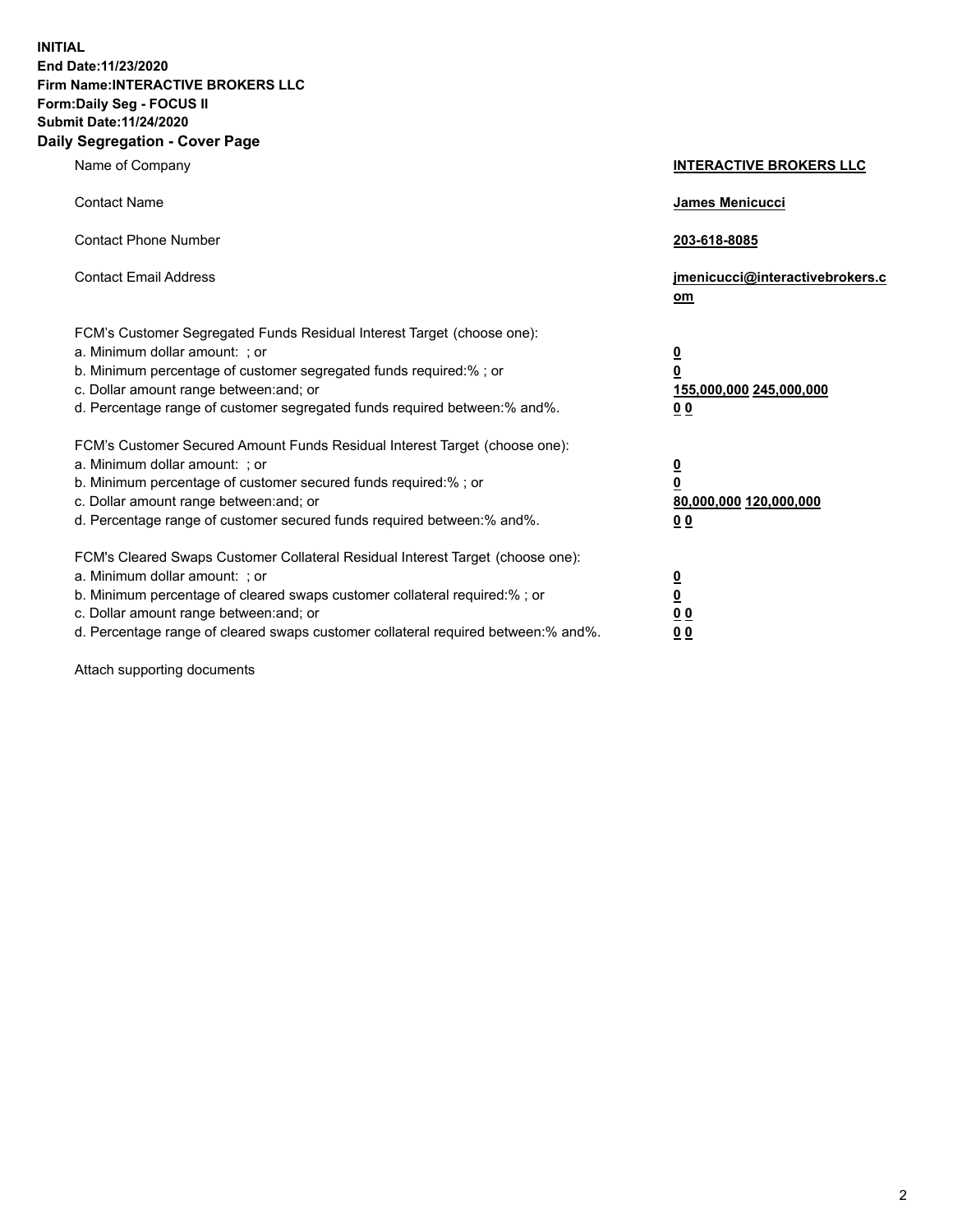**INITIAL**
**End Date:11/23/2020**
**Firm Name:INTERACTIVE BROKERS LLC**
**Form:Daily Seg - FOCUS II**
**Submit Date:11/24/2020**
**Daily Segregation - Cover Page**

| | |
|---|---|
| Name of Company | **INTERACTIVE BROKERS LLC** |
| Contact Name | **James Menicucci** |
| Contact Phone Number | **203-618-8085** |
| Contact Email Address | **jmenicucci@interactivebrokers.com** |
| FCM's Customer Segregated Funds Residual Interest Target (choose one): | |
| a. Minimum dollar amount: ; or | **0** |
| b. Minimum percentage of customer segregated funds required:% ; or | **0** |
| c. Dollar amount range between:and; or | **155,000,000 245,000,000** |
| d. Percentage range of customer segregated funds required between:% and%. | **0 0** |
| FCM's Customer Secured Amount Funds Residual Interest Target (choose one): | |
| a. Minimum dollar amount: ; or | **0** |
| b. Minimum percentage of customer secured funds required:% ; or | **0** |
| c. Dollar amount range between:and; or | **80,000,000 120,000,000** |
| d. Percentage range of customer secured funds required between:% and%. | **0 0** |
| FCM's Cleared Swaps Customer Collateral Residual Interest Target (choose one): | |
| a. Minimum dollar amount: ; or | **0** |
| b. Minimum percentage of cleared swaps customer collateral required:% ; or | **0** |
| c. Dollar amount range between:and; or | **0 0** |
| d. Percentage range of cleared swaps customer collateral required between:% and%. | **0 0** |

Attach supporting documents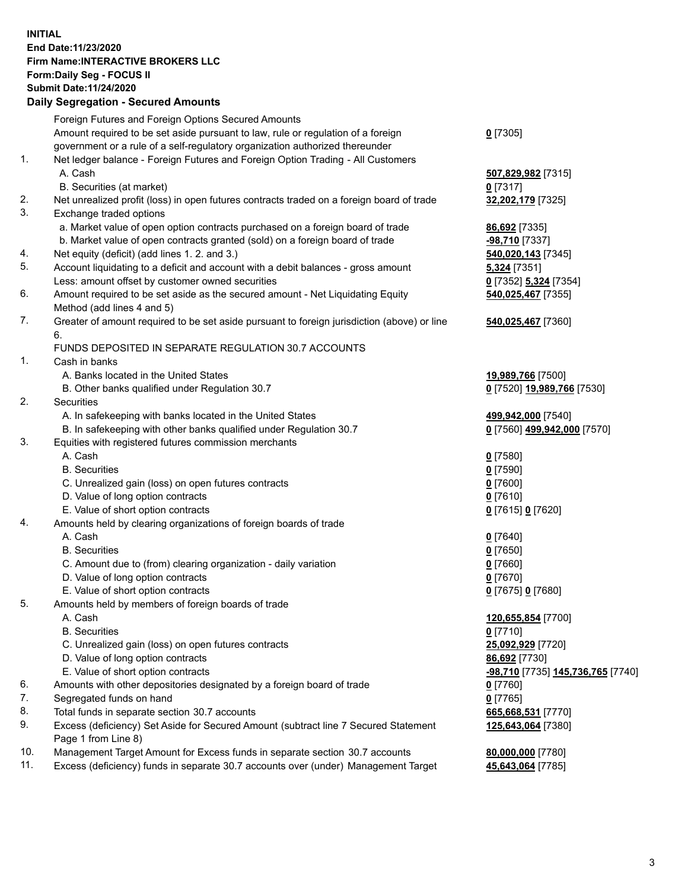**INITIAL**
**End Date:11/23/2020**
**Firm Name:INTERACTIVE BROKERS LLC**
**Form:Daily Seg - FOCUS II**
**Submit Date:11/24/2020**

**Daily Segregation - Secured Amounts**

| | | |
|---|---|---|
| | Foreign Futures and Foreign Options Secured Amounts | |
| | Amount required to be set aside pursuant to law, rule or regulation of a foreign government or a rule of a self-regulatory organization authorized thereunder | **0** [7305] |
| 1. | Net ledger balance - Foreign Futures and Foreign Option Trading - All Customers | |
| | A. Cash | **507,829,982** [7315] |
| | B. Securities (at market) | **0** [7317] |
| 2. | Net unrealized profit (loss) in open futures contracts traded on a foreign board of trade | **32,202,179** [7325] |
| 3. | Exchange traded options | |
| | a. Market value of open option contracts purchased on a foreign board of trade | **86,692** [7335] |
| | b. Market value of open contracts granted (sold) on a foreign board of trade | **-98,710** [7337] |
| 4. | Net equity (deficit) (add lines 1. 2. and 3.) | **540,020,143** [7345] |
| 5. | Account liquidating to a deficit and account with a debit balances - gross amount | **5,324** [7351] |
| | Less: amount offset by customer owned securities | **0** [7352] **5,324** [7354] |
| 6. | Amount required to be set aside as the secured amount - Net Liquidating Equity Method (add lines 4 and 5) | **540,025,467** [7355] |
| 7. | Greater of amount required to be set aside pursuant to foreign jurisdiction (above) or line 6. | **540,025,467** [7360] |
| | FUNDS DEPOSITED IN SEPARATE REGULATION 30.7 ACCOUNTS | |
| 1. | Cash in banks | |
| | A. Banks located in the United States | **19,989,766** [7500] |
| | B. Other banks qualified under Regulation 30.7 | **0** [7520] **19,989,766** [7530] |
| 2. | Securities | |
| | A. In safekeeping with banks located in the United States | **499,942,000** [7540] |
| | B. In safekeeping with other banks qualified under Regulation 30.7 | **0** [7560] **499,942,000** [7570] |
| 3. | Equities with registered futures commission merchants | |
| | A. Cash | **0** [7580] |
| | B. Securities | **0** [7590] |
| | C. Unrealized gain (loss) on open futures contracts | **0** [7600] |
| | D. Value of long option contracts | **0** [7610] |
| | E. Value of short option contracts | **0** [7615] **0** [7620] |
| 4. | Amounts held by clearing organizations of foreign boards of trade | |
| | A. Cash | **0** [7640] |
| | B. Securities | **0** [7650] |
| | C. Amount due to (from) clearing organization - daily variation | **0** [7660] |
| | D. Value of long option contracts | **0** [7670] |
| | E. Value of short option contracts | **0** [7675] **0** [7680] |
| 5. | Amounts held by members of foreign boards of trade | |
| | A. Cash | **120,655,854** [7700] |
| | B. Securities | **0** [7710] |
| | C. Unrealized gain (loss) on open futures contracts | **25,092,929** [7720] |
| | D. Value of long option contracts | **86,692** [7730] |
| | E. Value of short option contracts | **-98,710** [7735] **145,736,765** [7740] |
| 6. | Amounts with other depositories designated by a foreign board of trade | **0** [7760] |
| 7. | Segregated funds on hand | **0** [7765] |
| 8. | Total funds in separate section 30.7 accounts | **665,668,531** [7770] |
| 9. | Excess (deficiency) Set Aside for Secured Amount (subtract line 7 Secured Statement Page 1 from Line 8) | **125,643,064** [7380] |
| 10. | Management Target Amount for Excess funds in separate section 30.7 accounts | **80,000,000** [7780] |
| 11. | Excess (deficiency) funds in separate 30.7 accounts over (under) Management Target | **45,643,064** [7785] |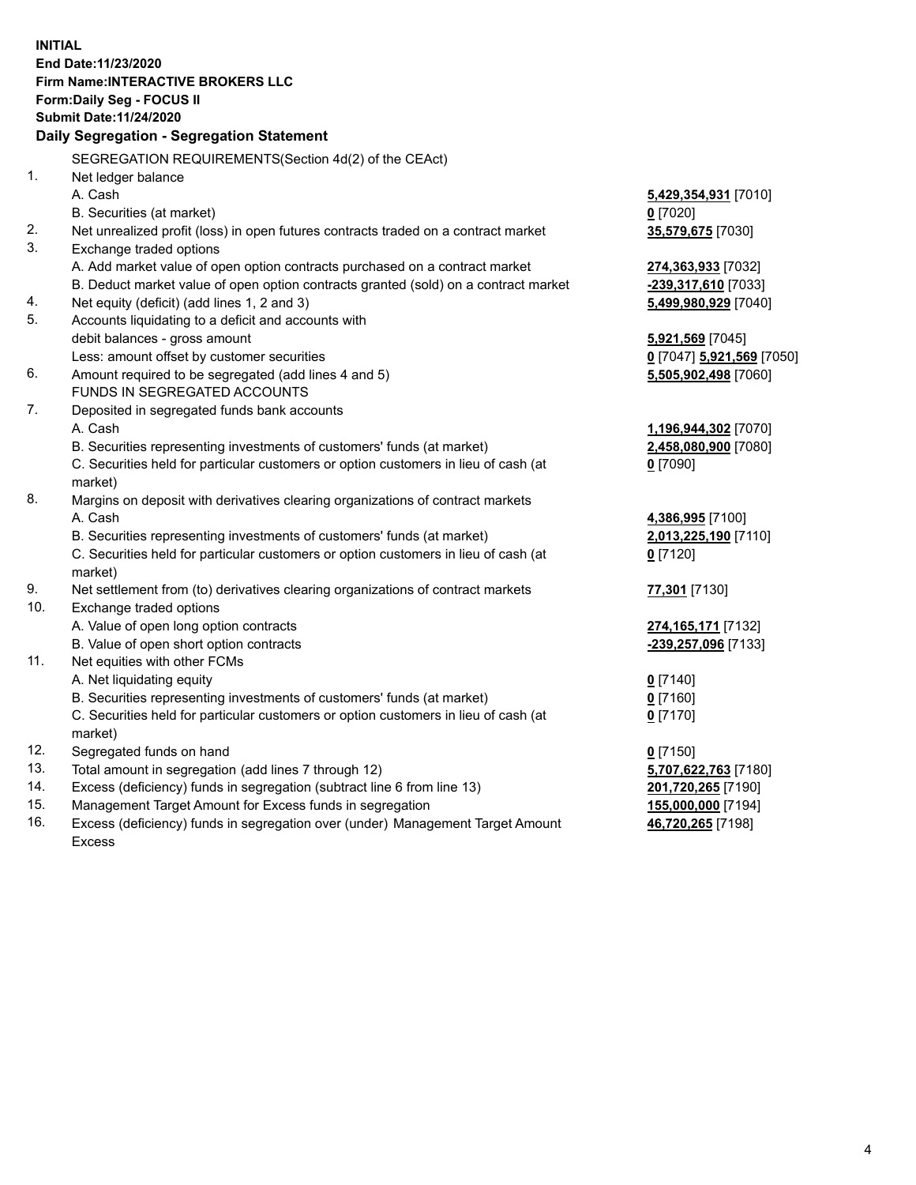**INITIAL**
**End Date:11/23/2020**
**Firm Name:INTERACTIVE BROKERS LLC**
**Form:Daily Seg - FOCUS II**
**Submit Date:11/24/2020**

## Daily Segregation - Segregation Statement

| | | |
|---|---|---|
| | SEGREGATION REQUIREMENTS(Section 4d(2) of the CEAct) | |
| 1. | Net ledger balance | |
| | A. Cash | **5,429,354,931** [7010] |
| | B. Securities (at market) | **0** [7020] |
| 2. | Net unrealized profit (loss) in open futures contracts traded on a contract market | **35,579,675** [7030] |
| 3. | Exchange traded options | |
| | A. Add market value of open option contracts purchased on a contract market | **274,363,933** [7032] |
| | B. Deduct market value of open option contracts granted (sold) on a contract market | **-239,317,610** [7033] |
| 4. | Net equity (deficit) (add lines 1, 2 and 3) | **5,499,980,929** [7040] |
| 5. | Accounts liquidating to a deficit and accounts with | |
| | debit balances - gross amount | **5,921,569** [7045] |
| | Less: amount offset by customer securities | **0** [7047] **5,921,569** [7050] |
| 6. | Amount required to be segregated (add lines 4 and 5) | **5,505,902,498** [7060] |
| | FUNDS IN SEGREGATED ACCOUNTS | |
| 7. | Deposited in segregated funds bank accounts | |
| | A. Cash | **1,196,944,302** [7070] |
| | B. Securities representing investments of customers' funds (at market) | **2,458,080,900** [7080] |
| | C. Securities held for particular customers or option customers in lieu of cash (at market) | **0** [7090] |
| 8. | Margins on deposit with derivatives clearing organizations of contract markets | |
| | A. Cash | **4,386,995** [7100] |
| | B. Securities representing investments of customers' funds (at market) | **2,013,225,190** [7110] |
| | C. Securities held for particular customers or option customers in lieu of cash (at market) | **0** [7120] |
| 9. | Net settlement from (to) derivatives clearing organizations of contract markets | **77,301** [7130] |
| 10. | Exchange traded options | |
| | A. Value of open long option contracts | **274,165,171** [7132] |
| | B. Value of open short option contracts | **-239,257,096** [7133] |
| 11. | Net equities with other FCMs | |
| | A. Net liquidating equity | **0** [7140] |
| | B. Securities representing investments of customers' funds (at market) | **0** [7160] |
| | C. Securities held for particular customers or option customers in lieu of cash (at market) | **0** [7170] |
| 12. | Segregated funds on hand | **0** [7150] |
| 13. | Total amount in segregation (add lines 7 through 12) | **5,707,622,763** [7180] |
| 14. | Excess (deficiency) funds in segregation (subtract line 6 from line 13) | **201,720,265** [7190] |
| 15. | Management Target Amount for Excess funds in segregation | **155,000,000** [7194] |
| 16. | Excess (deficiency) funds in segregation over (under) Management Target Amount Excess | **46,720,265** [7198] |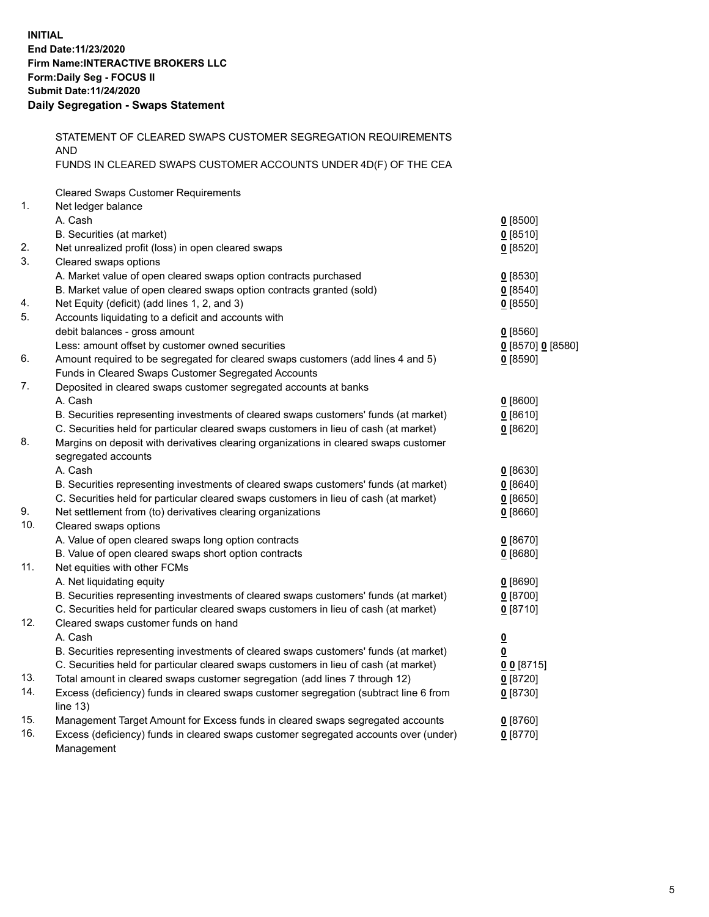**INITIAL**
**End Date:11/23/2020**
**Firm Name:INTERACTIVE BROKERS LLC**
**Form:Daily Seg - FOCUS II**
**Submit Date:11/24/2020**
**Daily Segregation - Swaps Statement**

STATEMENT OF CLEARED SWAPS CUSTOMER SEGREGATION REQUIREMENTS
AND
FUNDS IN CLEARED SWAPS CUSTOMER ACCOUNTS UNDER 4D(F) OF THE CEA

| | | |
|---|---|---|
| | Cleared Swaps Customer Requirements | |
| 1. | Net ledger balance | |
| | A. Cash | 0 [8500] |
| | B. Securities (at market) | 0 [8510] |
| 2. | Net unrealized profit (loss) in open cleared swaps | 0 [8520] |
| 3. | Cleared swaps options | |
| | A. Market value of open cleared swaps option contracts purchased | 0 [8530] |
| | B. Market value of open cleared swaps option contracts granted (sold) | 0 [8540] |
| 4. | Net Equity (deficit) (add lines 1, 2, and 3) | 0 [8550] |
| 5. | Accounts liquidating to a deficit and accounts with debit balances - gross amount | 0 [8560] |
| | Less: amount offset by customer owned securities | 0 [8570] 0 [8580] |
| 6. | Amount required to be segregated for cleared swaps customers (add lines 4 and 5) | 0 [8590] |
| | Funds in Cleared Swaps Customer Segregated Accounts | |
| 7. | Deposited in cleared swaps customer segregated accounts at banks | |
| | A. Cash | 0 [8600] |
| | B. Securities representing investments of cleared swaps customers' funds (at market) | 0 [8610] |
| | C. Securities held for particular cleared swaps customers in lieu of cash (at market) | 0 [8620] |
| 8. | Margins on deposit with derivatives clearing organizations in cleared swaps customer segregated accounts | |
| | A. Cash | 0 [8630] |
| | B. Securities representing investments of cleared swaps customers' funds (at market) | 0 [8640] |
| | C. Securities held for particular cleared swaps customers in lieu of cash (at market) | 0 [8650] |
| 9. | Net settlement from (to) derivatives clearing organizations | 0 [8660] |
| 10. | Cleared swaps options | |
| | A. Value of open cleared swaps long option contracts | 0 [8670] |
| | B. Value of open cleared swaps short option contracts | 0 [8680] |
| 11. | Net equities with other FCMs | |
| | A. Net liquidating equity | 0 [8690] |
| | B. Securities representing investments of cleared swaps customers' funds (at market) | 0 [8700] |
| | C. Securities held for particular cleared swaps customers in lieu of cash (at market) | 0 [8710] |
| 12. | Cleared swaps customer funds on hand | |
| | A. Cash | 0 |
| | B. Securities representing investments of cleared swaps customers' funds (at market) | 0 |
| | C. Securities held for particular cleared swaps customers in lieu of cash (at market) | 0 0 [8715] |
| 13. | Total amount in cleared swaps customer segregation (add lines 7 through 12) | 0 [8720] |
| 14. | Excess (deficiency) funds in cleared swaps customer segregation (subtract line 6 from line 13) | 0 [8730] |
| 15. | Management Target Amount for Excess funds in cleared swaps segregated accounts | 0 [8760] |
| 16. | Excess (deficiency) funds in cleared swaps customer segregated accounts over (under) Management | 0 [8770] |